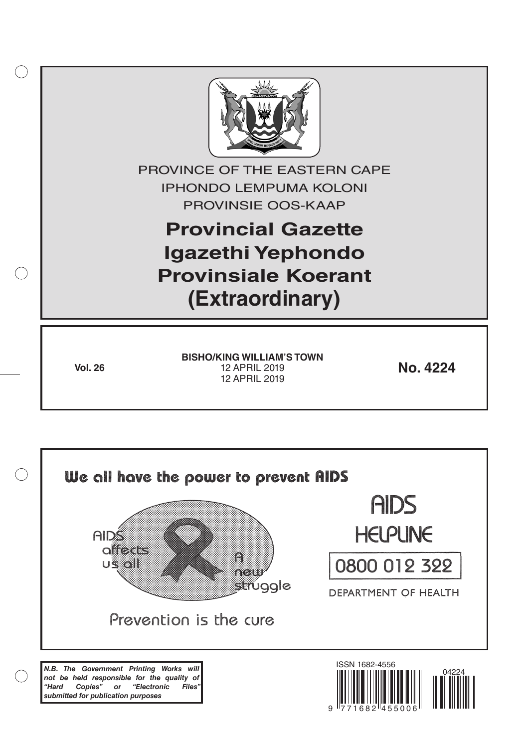PROVINCE OF THE EASTERN CAPE

IPHONDO LEMPUMA KOLONI

PROVINSIE OOS-KAAP

# Provincial Gazette
# Igazethi Yephondo
# Provinsiale Koerant
# (Extraordinary)

**Vol. 26**

**BISHO/KING WILLIAM'S TOWN**

12 APRIL 2019

12 APRIL 2019

**No. 4224**

**We all have the power to prevent AIDS**

AIDS affects us all

A new struggle

Prevention is the cure

AIDS HELPLINE

0800 012 322

DEPARTMENT OF HEALTH

***N.B. The Government Printing Works will not be held responsible for the quality of "Hard Copies" or "Electronic Files" submitted for publication purposes***

ISSN 1682-4556

9 771682 455006

04224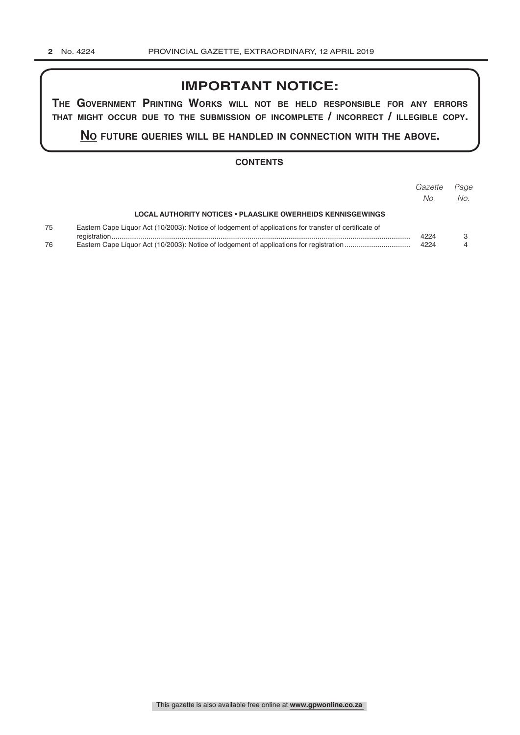## IMPORTANT NOTICE:

**THE GOVERNMENT PRINTING WORKS WILL NOT BE HELD RESPONSIBLE FOR ANY ERRORS THAT MIGHT OCCUR DUE TO THE SUBMISSION OF INCOMPLETE / INCORRECT / ILLEGIBLE COPY.**

**NO FUTURE QUERIES WILL BE HANDLED IN CONNECTION WITH THE ABOVE.**

### CONTENTS

| | | *Gazette No.* | *Page No.* |
|---|---|---|---|
| | **LOCAL AUTHORITY NOTICES • PLAASLIKE OWERHEIDS KENNISGEWINGS** | | |
| 75 | Eastern Cape Liquor Act (10/2003): Notice of lodgement of applications for transfer of certificate of registration | 4224 | 3 |
| 76 | Eastern Cape Liquor Act (10/2003): Notice of lodgement of applications for registration | 4224 | 4 |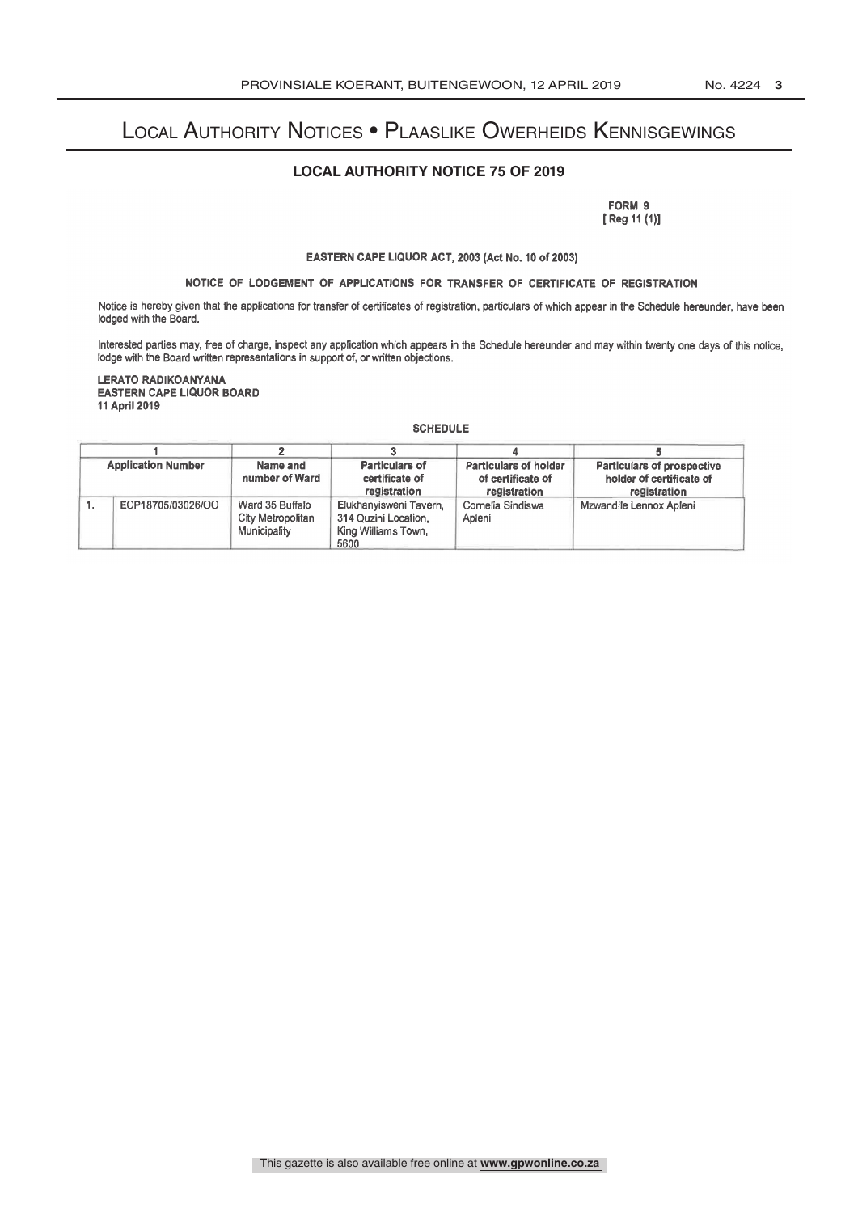# Local Authority Notices • Plaaslike Owerheids Kennisgewings

## LOCAL AUTHORITY NOTICE 75 OF 2019

**FORM 9**
**[ Reg 11 (1)]**

**EASTERN CAPE LIQUOR ACT, 2003 (Act No. 10 of 2003)**

**NOTICE OF LODGEMENT OF APPLICATIONS FOR TRANSFER OF CERTIFICATE OF REGISTRATION**

Notice is hereby given that the applications for transfer of certificates of registration, particulars of which appear in the Schedule hereunder, have been lodged with the Board.

Interested parties may, free of charge, inspect any application which appears in the Schedule hereunder and may within twenty one days of this notice, lodge with the Board written representations in support of, or written objections.

**LERATO RADIKOANYANA**
**EASTERN CAPE LIQUOR BOARD**
**11 April 2019**

**SCHEDULE**

| 1 | | 2 | 3 | 4 | 5 |
|---|---|---|---|---|---|
| **Application Number** | | **Name and number of Ward** | **Particulars of certificate of registration** | **Particulars of holder of certificate of registration** | **Particulars of prospective holder of certificate of registration** |
| 1. | ECP18705/03026/OO | Ward 35 Buffalo City Metropolitan Municipality | Elukhanyisweni Tavern, 314 Quzini Location, King Williams Town, 5600 | Cornelia Sindiswa Apleni | Mzwandile Lennox Apleni |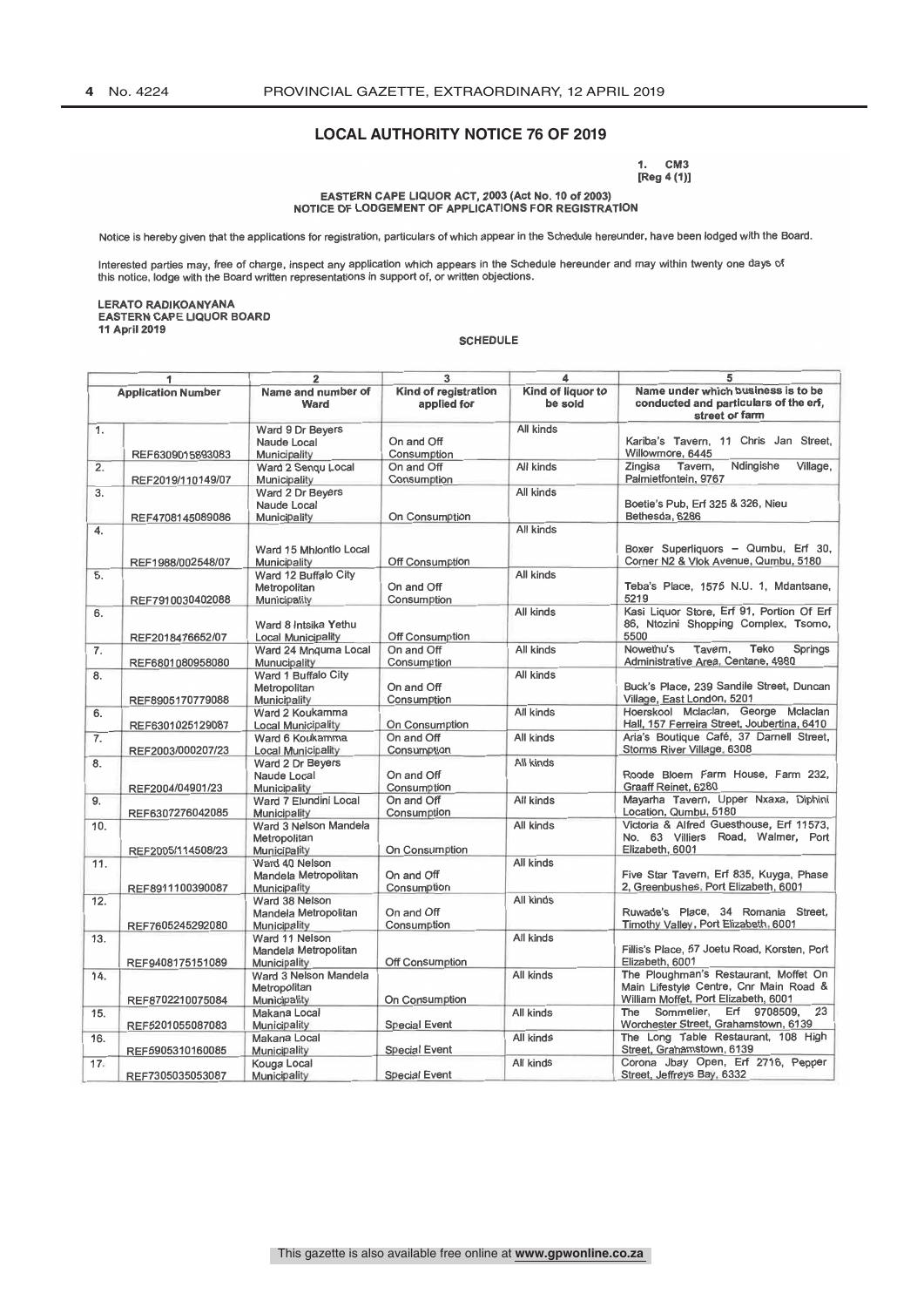## LOCAL AUTHORITY NOTICE 76 OF 2019

1. CM3
[Reg 4 (1)]

**EASTERN CAPE LIQUOR ACT, 2003 (Act No. 10 of 2003)**
**NOTICE OF LODGEMENT OF APPLICATIONS FOR REGISTRATION**

Notice is hereby given that the applications for registration, particulars of which appear in the Schedule hereunder, have been lodged with the Board.

Interested parties may, free of charge, inspect any application which appears in the Schedule hereunder and may within twenty one days of this notice, lodge with the Board written representations in support of, or written objections.

**LERATO RADIKOANYANA**
**EASTERN CAPE LIQUOR BOARD**
**11 April 2019**

**SCHEDULE**

| 1 | | 2 | 3 | 4 | 5 |
|---|---|---|---|---|---|
| Application Number | | Name and number of Ward | Kind of registration applied for | Kind of liquor to be sold | Name under which business is to be conducted and particulars of the erf, street or farm |
| 1. | REF6309015893083 | Ward 9 Dr Beyers Naude Local Municipality | On and Off Consumption | All kinds | Kariba's Tavern, 11 Chris Jan Street, Willowmore, 6445 |
| 2. | REF2019/110149/07 | Ward 2 Senqu Local Municipality | On and Off Consumption | All kinds | Zingisa Tavern, Ndingishe Village, Palmietfontein, 9767 |
| 3. | REF4708145089086 | Ward 2 Dr Beyers Naude Local Municipality | On Consumption | All kinds | Boetie's Pub, Erf 325 & 326, Nieu Bethesda, 6286 |
| 4. | REF1988/002548/07 | Ward 15 Mhlontlo Local Municipality | Off Consumption | All kinds | Boxer Superliquors – Qumbu, Erf 30, Corner N2 & Vlok Avenue, Qumbu, 5180 |
| 5. | REF7910030402088 | Ward 12 Buffalo City Metropolitan Municipality | On and Off Consumption | All kinds | Teba's Place, 1575 N.U. 1, Mdantsane, 5219 |
| 6. | REF2018476652/07 | Ward 8 Intsika Yethu Local Municipality | Off Consumption | All kinds | Kasi Liquor Store, Erf 91, Portion Of Erf 86, Ntozini Shopping Complex, Tsomo, 5500 |
| 7. | REF6801080958080 | Ward 24 Mnquma Local Municipality | On and Off Consumption | All kinds | Nowethu's Tavern, Teko Springs Administrative Area, Centane, 4980 |
| 8. | REF8905170779088 | Ward 1 Buffalo City Metropolitan Municipality | On and Off Consumption | All kinds | Buck's Place, 239 Sandile Street, Duncan Village, East London, 5201 |
| 6. | REF6301025129087 | Ward 2 Koukamma Local Municipality | On Consumption | All kinds | Hoerskool Mclaclan, George Mclaclan Hall, 157 Ferreira Street, Joubertina, 6410 |
| 7. | REF2003/000207/23 | Ward 6 Koukamma Local Municipality | On and Off Consumption | All kinds | Aria's Boutique Café, 37 Darnell Street, Storms River Village, 6308 |
| 8. | REF2004/04901/23 | Ward 2 Dr Beyers Naude Local Municipality | On and Off Consumption | All kinds | Roode Bloem Farm House, Farm 232, Graaff Reinet, 6280 |
| 9. | REF6307276042085 | Ward 7 Elundini Local Municipality | On and Off Consumption | All kinds | Mayarha Tavern, Upper Nxaxa, Diphini Location, Qumbu, 5180 |
| 10. | REF2005/114508/23 | Ward 3 Nelson Mandela Metropolitan Municipality | On Consumption | All kinds | Victoria & Alfred Guesthouse, Erf 11573, No. 63 Villiers Road, Walmer, Port Elizabeth, 6001 |
| 11. | REF8911100390087 | Ward 40 Nelson Mandela Metropolitan Municipality | On and Off Consumption | All kinds | Five Star Tavern, Erf 835, Kuyga, Phase 2, Greenbushes, Port Elizabeth, 6001 |
| 12. | REF7605245292080 | Ward 38 Nelson Mandela Metropolitan Municipality | On and Off Consumption | All kinds | Ruwade's Place, 34 Romania Street, Timothy Valley, Port Elizabeth, 6001 |
| 13. | REF9408175151089 | Ward 11 Nelson Mandela Metropolitan Municipality | Off Consumption | All kinds | Fillis's Place, 57 Joetu Road, Korsten, Port Elizabeth, 6001 |
| 14. | REF8702210075084 | Ward 3 Nelson Mandela Metropolitan Municipality | On Consumption | All kinds | The Ploughman's Restaurant, Moffet On Main Lifestyle Centre, Cnr Main Road & William Moffet, Port Elizabeth, 6001 |
| 15. | REF5201055087083 | Makana Local Municipality | Special Event | All kinds | The Sommelier, Erf 9708509, 23 Worchester Street, Grahamstown, 6139 |
| 16. | REF5905310160085 | Makana Local Municipality | Special Event | All kinds | The Long Table Restaurant, 108 High Street, Grahamstown, 6139 |
| 17. | REF7305035053087 | Kouga Local Municipality | Special Event | All kinds | Corona Jbay Open, Erf 2716, Pepper Street, Jeffreys Bay, 6332 |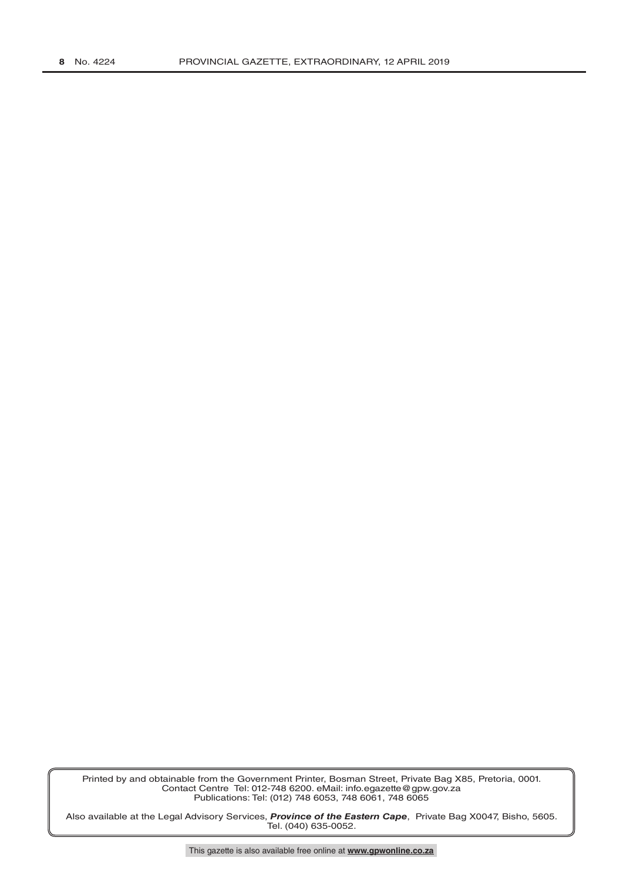Printed by and obtainable from the Government Printer, Bosman Street, Private Bag X85, Pretoria, 0001.
Contact Centre Tel: 012-748 6200. eMail: info.egazette@gpw.gov.za
Publications: Tel: (012) 748 6053, 748 6061, 748 6065

Also available at the Legal Advisory Services, ***Province of the Eastern Cape***, Private Bag X0047, Bisho, 5605.
Tel. (040) 635-0052.

This gazette is also available free online at **www.gpwonline.co.za**